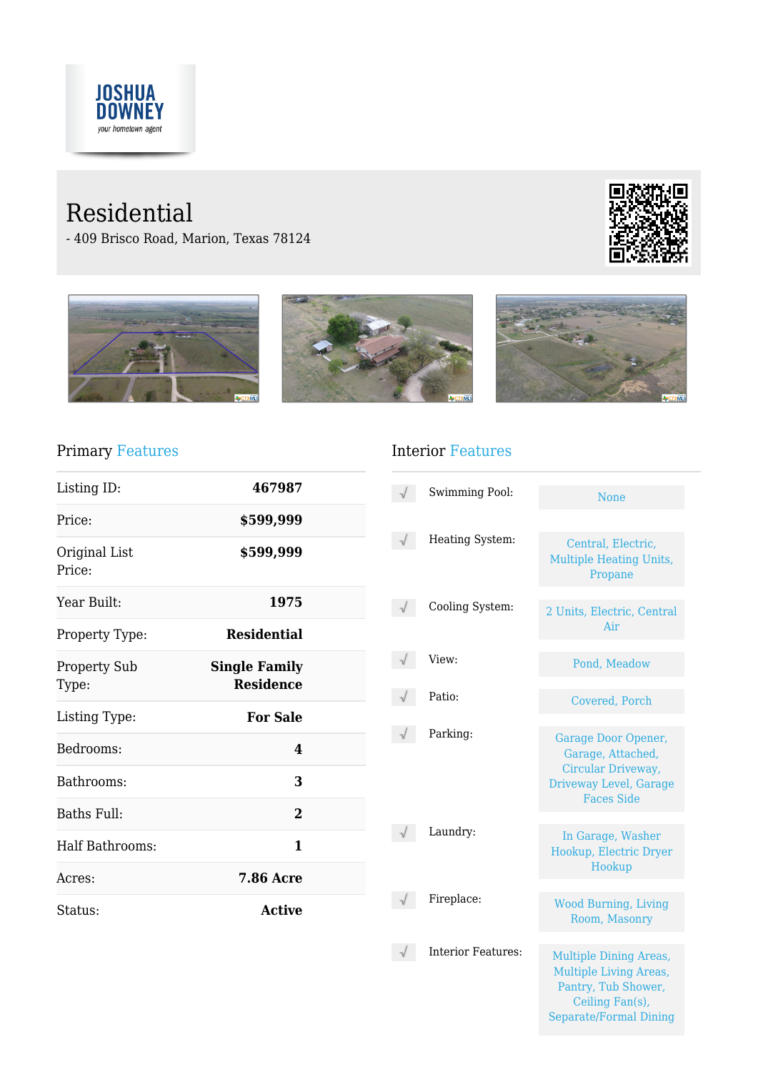JOSHUA DOWNEY

*your hometown agent*

# Residential

- 409 Brisco Road, Marion, Texas 78124

## Primary Features

| | |
|---|---|
| Listing ID: | **467987** |
| Price: | **$599,999** |
| Original List Price: | **$599,999** |
| Year Built: | **1975** |
| Property Type: | **Residential** |
| Property Sub Type: | **Single Family Residence** |
| Listing Type: | **For Sale** |
| Bedrooms: | **4** |
| Bathrooms: | **3** |
| Baths Full: | **2** |
| Half Bathrooms: | **1** |
| Acres: | **7.86 Acre** |
| Status: | **Active** |

## Interior Features

| | |
|---|---|
| Swimming Pool: | None |
| Heating System: | Central, Electric, Multiple Heating Units, Propane |
| Cooling System: | 2 Units, Electric, Central Air |
| View: | Pond, Meadow |
| Patio: | Covered, Porch |
| Parking: | Garage Door Opener, Garage, Attached, Circular Driveway, Driveway Level, Garage Faces Side |
| Laundry: | In Garage, Washer Hookup, Electric Dryer Hookup |
| Fireplace: | Wood Burning, Living Room, Masonry |
| Interior Features: | Multiple Dining Areas, Multiple Living Areas, Pantry, Tub Shower, Ceiling Fan(s), Separate/Formal Dining |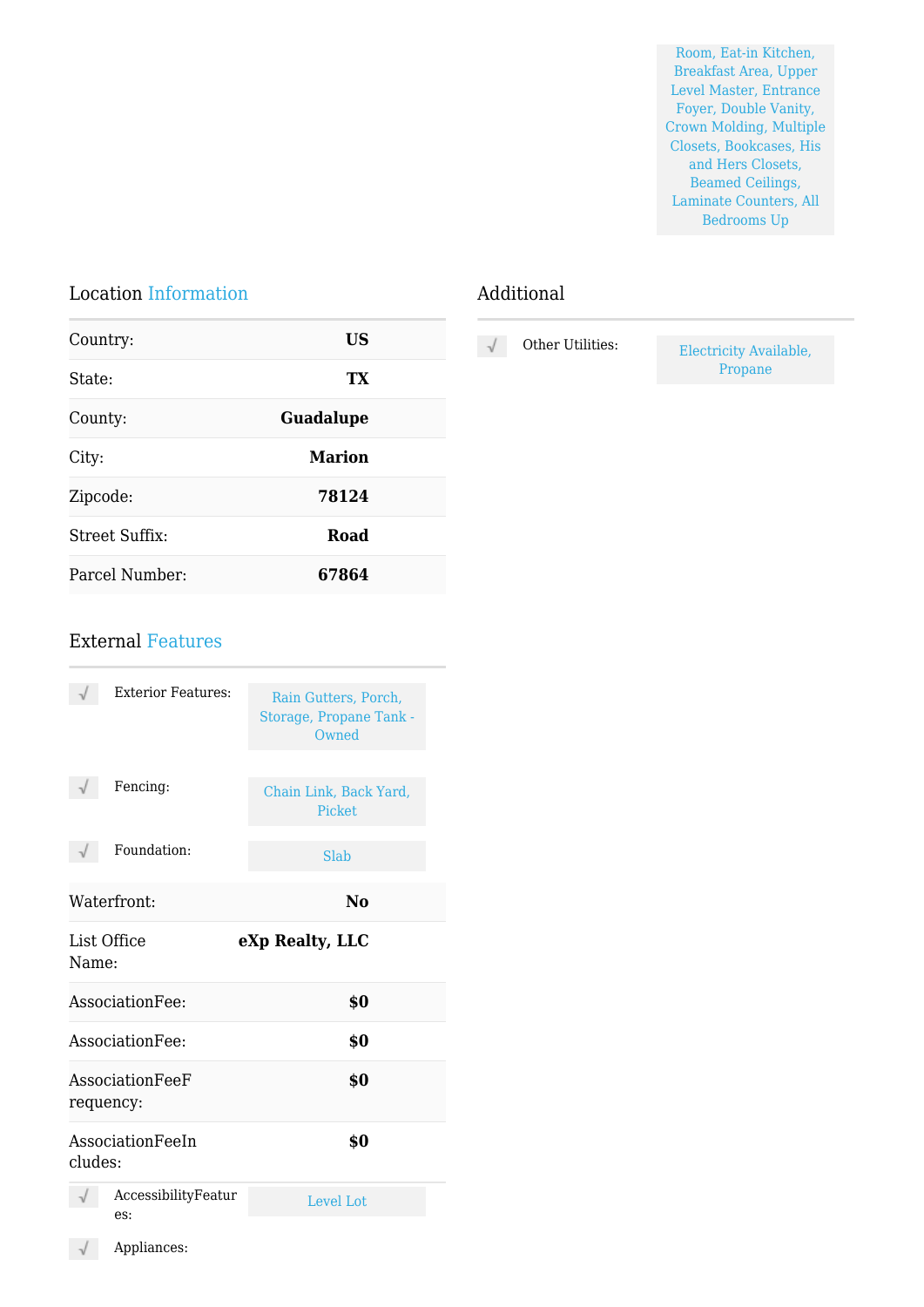Room, Eat-in Kitchen, Breakfast Area, Upper Level Master, Entrance Foyer, Double Vanity, Crown Molding, Multiple Closets, Bookcases, His and Hers Closets, Beamed Ceilings, Laminate Counters, All Bedrooms Up

## Location Information

| | |
|---|---|
| Country: | **US** |
| State: | **TX** |
| County: | **Guadalupe** |
| City: | **Marion** |
| Zipcode: | **78124** |
| Street Suffix: | **Road** |
| Parcel Number: | **67864** |

## External Features

- Exterior Features: Rain Gutters, Porch, Storage, Propane Tank - Owned
- Fencing: Chain Link, Back Yard, Picket
- Foundation: Slab

| | |
|---|---|
| Waterfront: | **No** |
| List Office Name: | **eXp Realty, LLC** |
| AssociationFee: | **$0** |
| AssociationFee: | **$0** |
| AssociationFeeFrequency: | **$0** |
| AssociationFeeIncludes: | **$0** |

- AccessibilityFeatures: Level Lot
- Appliances:

## Additional

- Other Utilities: Electricity Available, Propane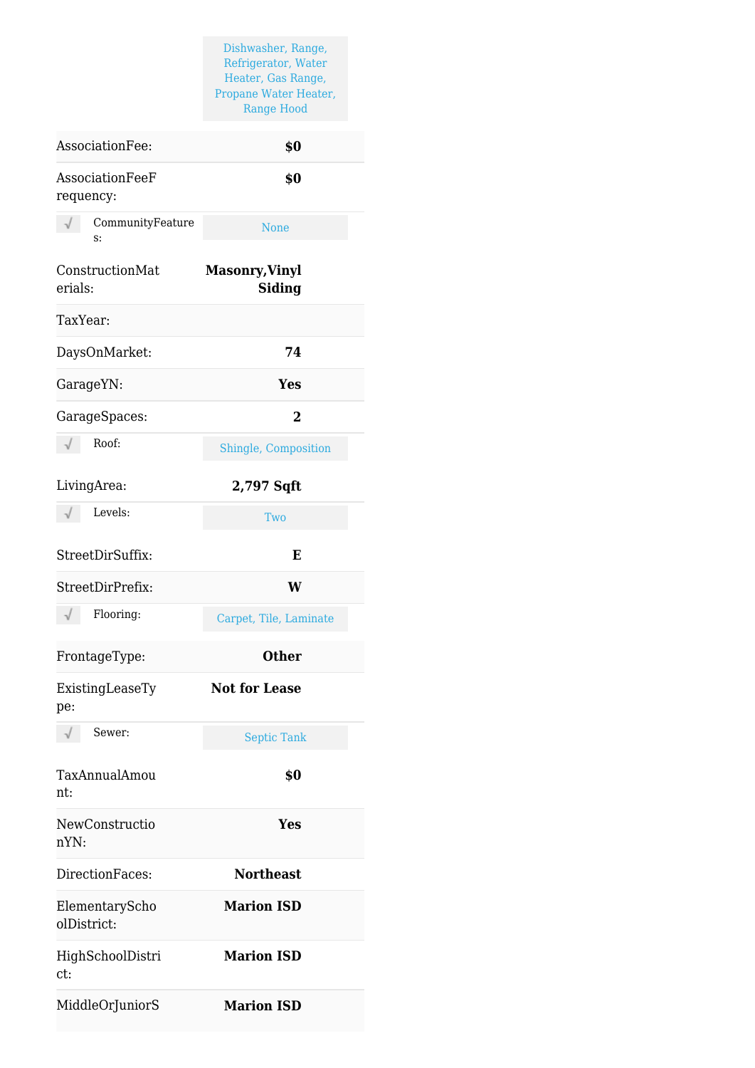| | |
|---|---|
| | Dishwasher, Range, Refrigerator, Water Heater, Gas Range, Propane Water Heater, Range Hood |
| AssociationFee: | **$0** |
| AssociationFeeFrequency: | **$0** |
| √ CommunityFeatures: | None |
| ConstructionMaterials: | **Masonry,Vinyl Siding** |
| TaxYear: | |
| DaysOnMarket: | **74** |
| GarageYN: | **Yes** |
| GarageSpaces: | **2** |
| √ Roof: | Shingle, Composition |
| LivingArea: | **2,797 Sqft** |
| √ Levels: | Two |
| StreetDirSuffix: | **E** |
| StreetDirPrefix: | **W** |
| √ Flooring: | Carpet, Tile, Laminate |
| FrontageType: | **Other** |
| ExistingLeaseType: | **Not for Lease** |
| √ Sewer: | Septic Tank |
| TaxAnnualAmount: | **$0** |
| NewConstructionYN: | **Yes** |
| DirectionFaces: | **Northeast** |
| ElementarySchoolDistrict: | **Marion ISD** |
| HighSchoolDistrict: | **Marion ISD** |
| MiddleOrJuniorS | **Marion ISD** |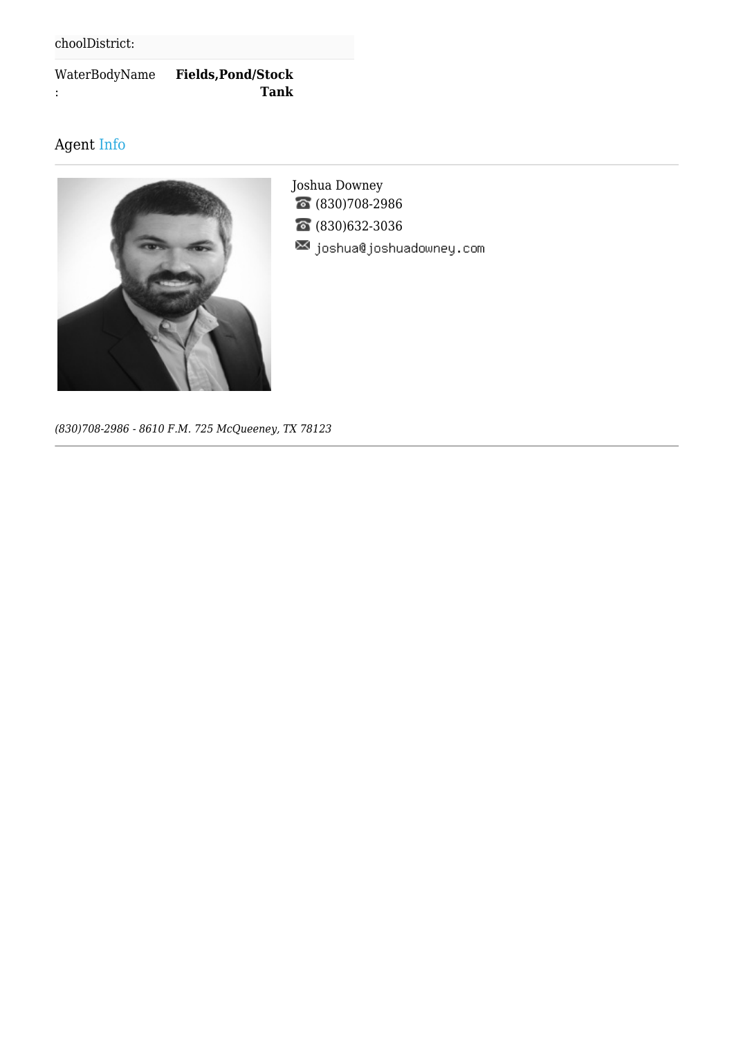| | |
|---|---|
| choolDistrict: | |
| WaterBodyName: | **Fields,Pond/Stock Tank** |

## Agent Info

Joshua Downey
(830)708-2986
(830)632-3036
joshua@joshuadowney.com

*(830)708-2986 - 8610 F.M. 725 McQueeney, TX 78123*